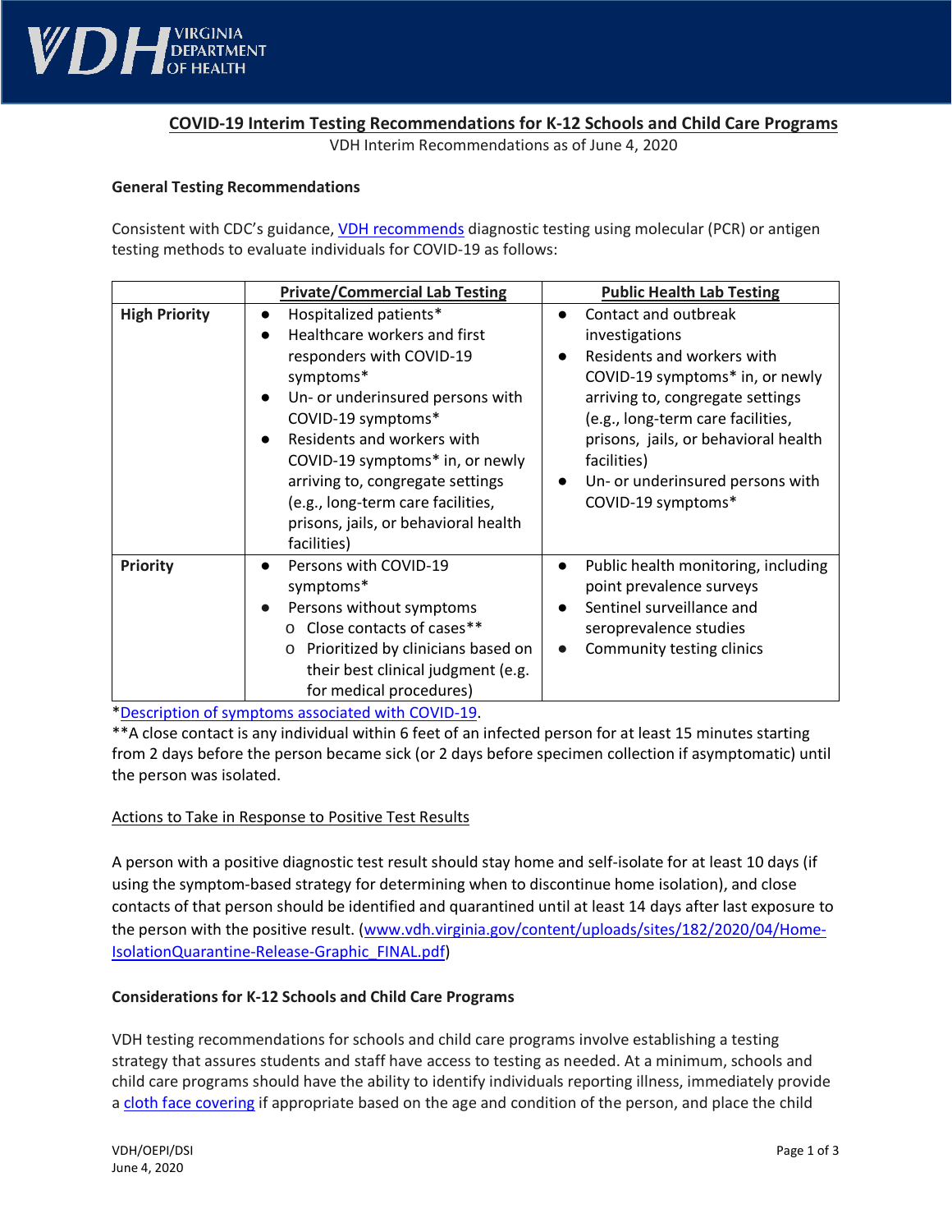# COVID-19 Interim Testing Recommendations for K-12 Schools and Child Care Programs

VDH Interim Recommendations as of June 4, 2020

## General Testing Recommendations

Consistent with CDC's guidance, VDH recommends diagnostic testing using molecular (PCR) or antigen testing methods to evaluate individuals for COVID-19 as follows:

| | Private/Commercial Lab Testing | Public Health Lab Testing |
|---|---|---|
| **High Priority** | • Hospitalized patients*<br>• Healthcare workers and first responders with COVID-19 symptoms*<br>• Un- or underinsured persons with COVID-19 symptoms*<br>• Residents and workers with COVID-19 symptoms* in, or newly arriving to, congregate settings (e.g., long-term care facilities, prisons, jails, or behavioral health facilities) | • Contact and outbreak investigations<br>• Residents and workers with COVID-19 symptoms* in, or newly arriving to, congregate settings (e.g., long-term care facilities, prisons, jails, or behavioral health facilities)<br>• Un- or underinsured persons with COVID-19 symptoms* |
| **Priority** | • Persons with COVID-19 symptoms*<br>• Persons without symptoms<br>  o Close contacts of cases**<br>  o Prioritized by clinicians based on their best clinical judgment (e.g. for medical procedures) | • Public health monitoring, including point prevalence surveys<br>• Sentinel surveillance and seroprevalence studies<br>• Community testing clinics |

*Description of symptoms associated with COVID-19.

**A close contact is any individual within 6 feet of an infected person for at least 15 minutes starting from 2 days before the person became sick (or 2 days before specimen collection if asymptomatic) until the person was isolated.

Actions to Take in Response to Positive Test Results

A person with a positive diagnostic test result should stay home and self-isolate for at least 10 days (if using the symptom-based strategy for determining when to discontinue home isolation), and close contacts of that person should be identified and quarantined until at least 14 days after last exposure to the person with the positive result. (www.vdh.virginia.gov/content/uploads/sites/182/2020/04/Home-IsolationQuarantine-Release-Graphic_FINAL.pdf)

## Considerations for K-12 Schools and Child Care Programs

VDH testing recommendations for schools and child care programs involve establishing a testing strategy that assures students and staff have access to testing as needed. At a minimum, schools and child care programs should have the ability to identify individuals reporting illness, immediately provide a cloth face covering if appropriate based on the age and condition of the person, and place the child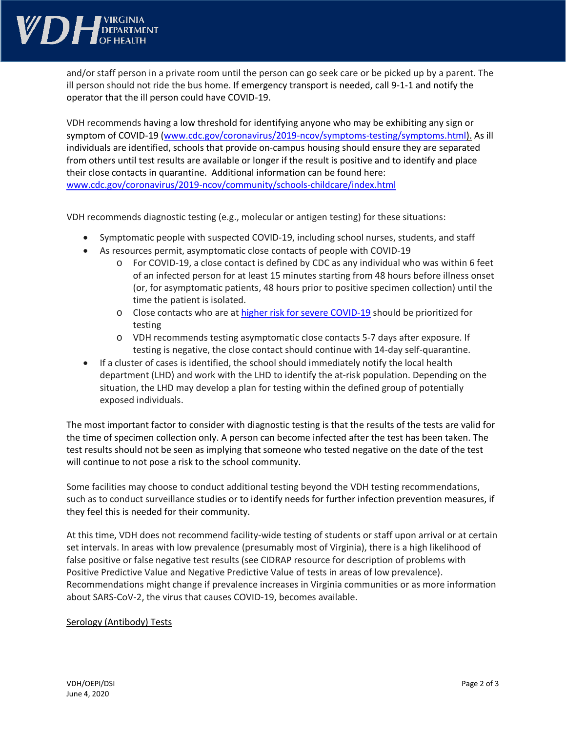and/or staff person in a private room until the person can go seek care or be picked up by a parent. The ill person should not ride the bus home. If emergency transport is needed, call 9-1-1 and notify the operator that the ill person could have COVID-19.

VDH recommends having a low threshold for identifying anyone who may be exhibiting any sign or symptom of COVID-19 ([www.cdc.gov/coronavirus/2019-ncov/symptoms-testing/symptoms.html](www.cdc.gov/coronavirus/2019-ncov/symptoms-testing/symptoms.html)). As ill individuals are identified, schools that provide on-campus housing should ensure they are separated from others until test results are available or longer if the result is positive and to identify and place their close contacts in quarantine. Additional information can be found here: [www.cdc.gov/coronavirus/2019-ncov/community/schools-childcare/index.html](www.cdc.gov/coronavirus/2019-ncov/community/schools-childcare/index.html)

VDH recommends diagnostic testing (e.g., molecular or antigen testing) for these situations:

- Symptomatic people with suspected COVID-19, including school nurses, students, and staff
- As resources permit, asymptomatic close contacts of people with COVID-19
  - For COVID-19, a close contact is defined by CDC as any individual who was within 6 feet of an infected person for at least 15 minutes starting from 48 hours before illness onset (or, for asymptomatic patients, 48 hours prior to positive specimen collection) until the time the patient is isolated.
  - Close contacts who are at higher risk for severe COVID-19 should be prioritized for testing
  - VDH recommends testing asymptomatic close contacts 5-7 days after exposure. If testing is negative, the close contact should continue with 14-day self-quarantine.
- If a cluster of cases is identified, the school should immediately notify the local health department (LHD) and work with the LHD to identify the at-risk population. Depending on the situation, the LHD may develop a plan for testing within the defined group of potentially exposed individuals.

The most important factor to consider with diagnostic testing is that the results of the tests are valid for the time of specimen collection only. A person can become infected after the test has been taken. The test results should not be seen as implying that someone who tested negative on the date of the test will continue to not pose a risk to the school community.

Some facilities may choose to conduct additional testing beyond the VDH testing recommendations, such as to conduct surveillance studies or to identify needs for further infection prevention measures, if they feel this is needed for their community.

At this time, VDH does not recommend facility-wide testing of students or staff upon arrival or at certain set intervals. In areas with low prevalence (presumably most of Virginia), there is a high likelihood of false positive or false negative test results (see CIDRAP resource for description of problems with Positive Predictive Value and Negative Predictive Value of tests in areas of low prevalence). Recommendations might change if prevalence increases in Virginia communities or as more information about SARS-CoV-2, the virus that causes COVID-19, becomes available.

## Serology (Antibody) Tests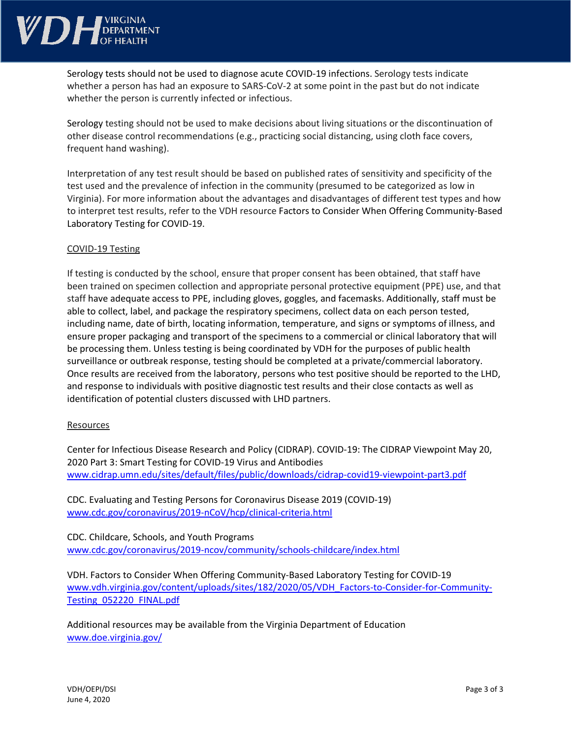Serology tests should not be used to diagnose acute COVID-19 infections. Serology tests indicate whether a person has had an exposure to SARS-CoV-2 at some point in the past but do not indicate whether the person is currently infected or infectious.

Serology testing should not be used to make decisions about living situations or the discontinuation of other disease control recommendations (e.g., practicing social distancing, using cloth face covers, frequent hand washing).

Interpretation of any test result should be based on published rates of sensitivity and specificity of the test used and the prevalence of infection in the community (presumed to be categorized as low in Virginia). For more information about the advantages and disadvantages of different test types and how to interpret test results, refer to the VDH resource Factors to Consider When Offering Community-Based Laboratory Testing for COVID-19.

## COVID-19 Testing

If testing is conducted by the school, ensure that proper consent has been obtained, that staff have been trained on specimen collection and appropriate personal protective equipment (PPE) use, and that staff have adequate access to PPE, including gloves, goggles, and facemasks. Additionally, staff must be able to collect, label, and package the respiratory specimens, collect data on each person tested, including name, date of birth, locating information, temperature, and signs or symptoms of illness, and ensure proper packaging and transport of the specimens to a commercial or clinical laboratory that will be processing them. Unless testing is being coordinated by VDH for the purposes of public health surveillance or outbreak response, testing should be completed at a private/commercial laboratory. Once results are received from the laboratory, persons who test positive should be reported to the LHD, and response to individuals with positive diagnostic test results and their close contacts as well as identification of potential clusters discussed with LHD partners.

## Resources

Center for Infectious Disease Research and Policy (CIDRAP). COVID-19: The CIDRAP Viewpoint May 20, 2020 Part 3: Smart Testing for COVID-19 Virus and Antibodies
www.cidrap.umn.edu/sites/default/files/public/downloads/cidrap-covid19-viewpoint-part3.pdf

CDC. Evaluating and Testing Persons for Coronavirus Disease 2019 (COVID-19)
www.cdc.gov/coronavirus/2019-nCoV/hcp/clinical-criteria.html

CDC. Childcare, Schools, and Youth Programs
www.cdc.gov/coronavirus/2019-ncov/community/schools-childcare/index.html

VDH. Factors to Consider When Offering Community-Based Laboratory Testing for COVID-19
www.vdh.virginia.gov/content/uploads/sites/182/2020/05/VDH_Factors-to-Consider-for-Community-Testing_052220_FINAL.pdf

Additional resources may be available from the Virginia Department of Education
www.doe.virginia.gov/

VDH/OEPI/DSI
June 4, 2020